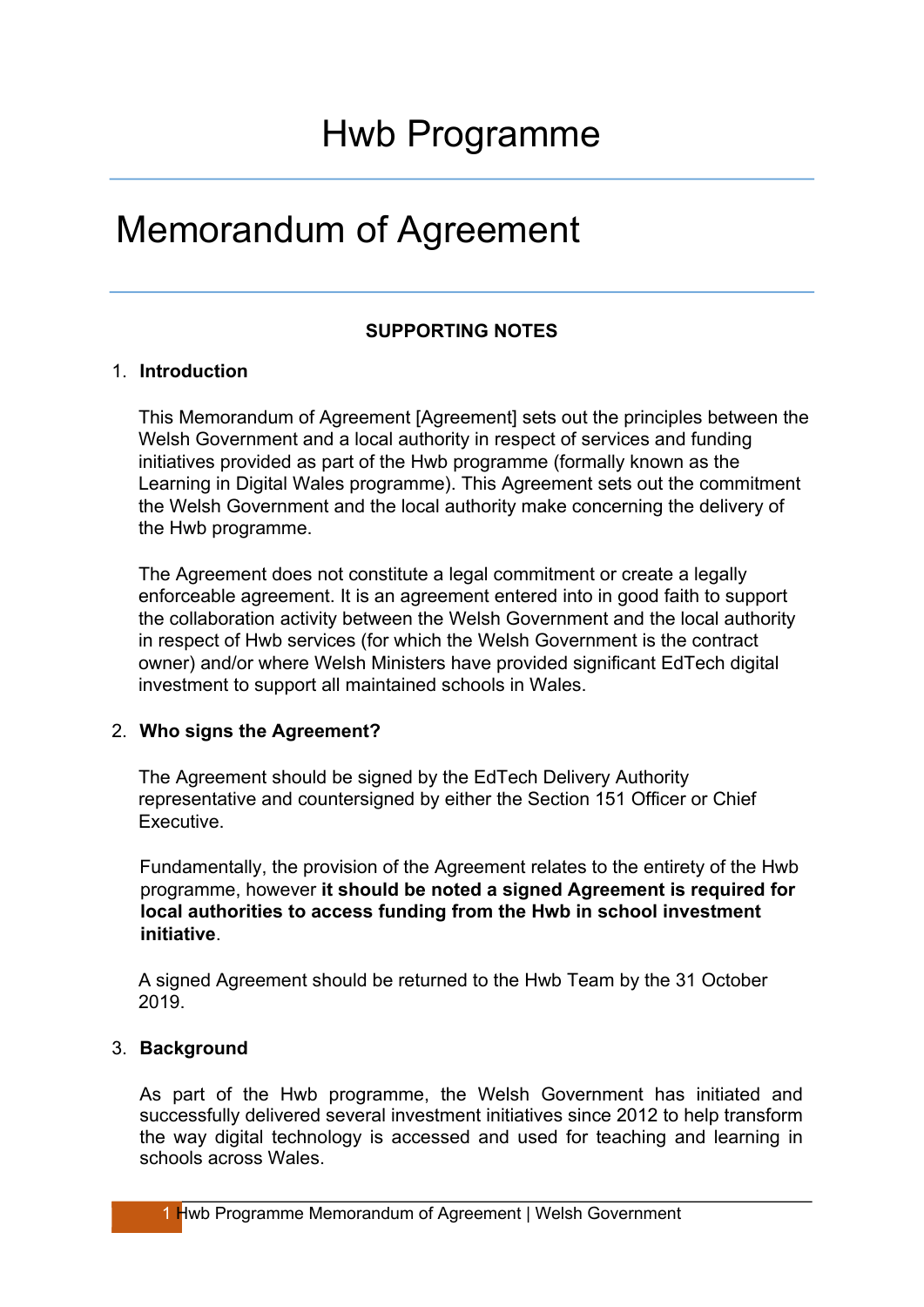# Hwb Programme

# Memorandum of Agreement

**SUPPORTING NOTES**

1. **Introduction**

   This Memorandum of Agreement [Agreement] sets out the principles between the Welsh Government and a local authority in respect of services and funding initiatives provided as part of the Hwb programme (formally known as the Learning in Digital Wales programme). This Agreement sets out the commitment the Welsh Government and the local authority make concerning the delivery of the Hwb programme.

   The Agreement does not constitute a legal commitment or create a legally enforceable agreement. It is an agreement entered into in good faith to support the collaboration activity between the Welsh Government and the local authority in respect of Hwb services (for which the Welsh Government is the contract owner) and/or where Welsh Ministers have provided significant EdTech digital investment to support all maintained schools in Wales.

2. **Who signs the Agreement?**

   The Agreement should be signed by the EdTech Delivery Authority representative and countersigned by either the Section 151 Officer or Chief Executive.

   Fundamentally, the provision of the Agreement relates to the entirety of the Hwb programme, however **it should be noted a signed Agreement is required for local authorities to access funding from the Hwb in school investment initiative**.

   A signed Agreement should be returned to the Hwb Team by the 31 October 2019.

3. **Background**

   As part of the Hwb programme, the Welsh Government has initiated and successfully delivered several investment initiatives since 2012 to help transform the way digital technology is accessed and used for teaching and learning in schools across Wales.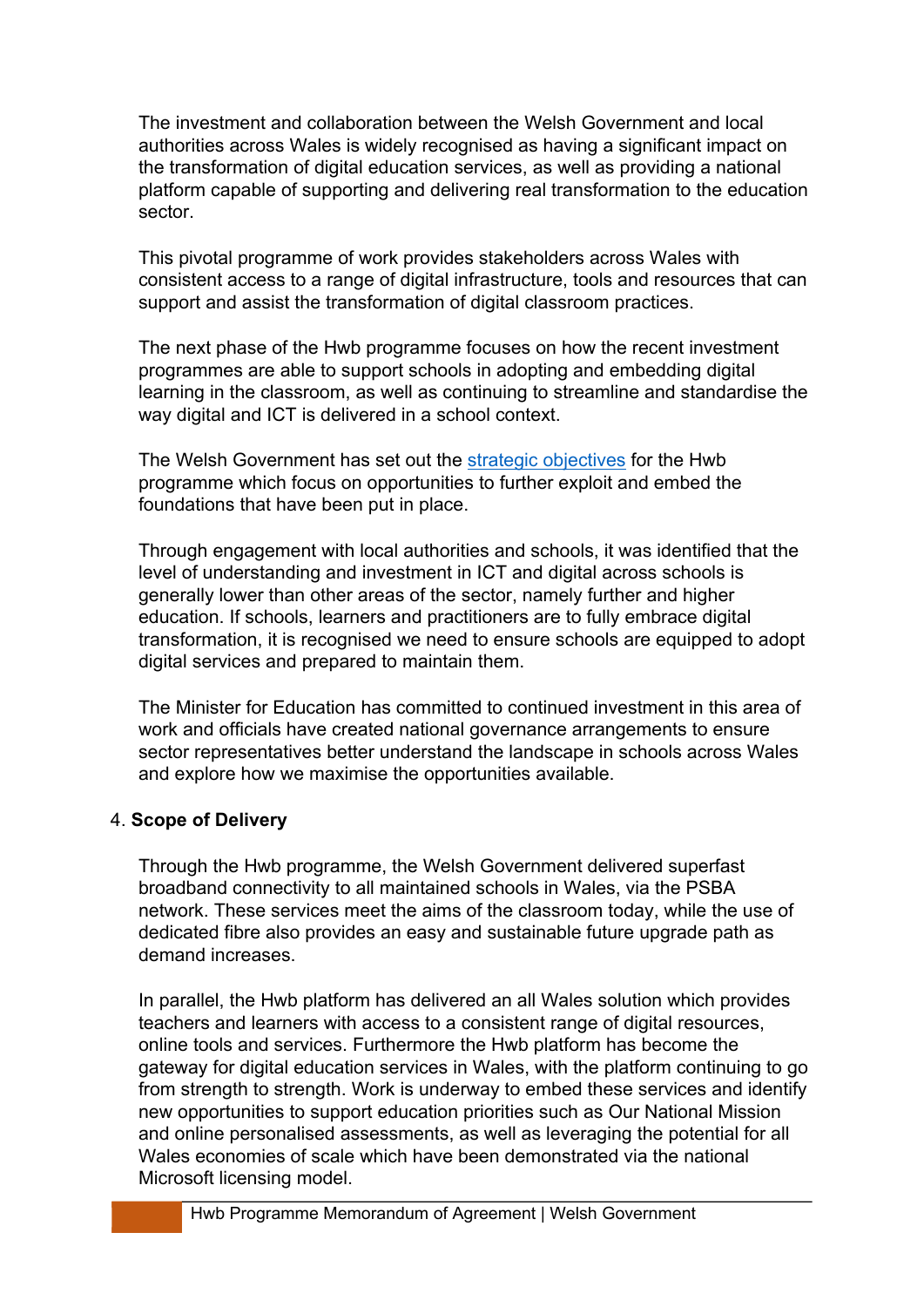The investment and collaboration between the Welsh Government and local authorities across Wales is widely recognised as having a significant impact on the transformation of digital education services, as well as providing a national platform capable of supporting and delivering real transformation to the education sector.

This pivotal programme of work provides stakeholders across Wales with consistent access to a range of digital infrastructure, tools and resources that can support and assist the transformation of digital classroom practices.

The next phase of the Hwb programme focuses on how the recent investment programmes are able to support schools in adopting and embedding digital learning in the classroom, as well as continuing to streamline and standardise the way digital and ICT is delivered in a school context.

The Welsh Government has set out the [strategic objectives]() for the Hwb programme which focus on opportunities to further exploit and embed the foundations that have been put in place.

Through engagement with local authorities and schools, it was identified that the level of understanding and investment in ICT and digital across schools is generally lower than other areas of the sector, namely further and higher education. If schools, learners and practitioners are to fully embrace digital transformation, it is recognised we need to ensure schools are equipped to adopt digital services and prepared to maintain them.

The Minister for Education has committed to continued investment in this area of work and officials have created national governance arrangements to ensure sector representatives better understand the landscape in schools across Wales and explore how we maximise the opportunities available.

4. **Scope of Delivery**

Through the Hwb programme, the Welsh Government delivered superfast broadband connectivity to all maintained schools in Wales, via the PSBA network. These services meet the aims of the classroom today, while the use of dedicated fibre also provides an easy and sustainable future upgrade path as demand increases.

In parallel, the Hwb platform has delivered an all Wales solution which provides teachers and learners with access to a consistent range of digital resources, online tools and services. Furthermore the Hwb platform has become the gateway for digital education services in Wales, with the platform continuing to go from strength to strength. Work is underway to embed these services and identify new opportunities to support education priorities such as Our National Mission and online personalised assessments, as well as leveraging the potential for all Wales economies of scale which have been demonstrated via the national Microsoft licensing model.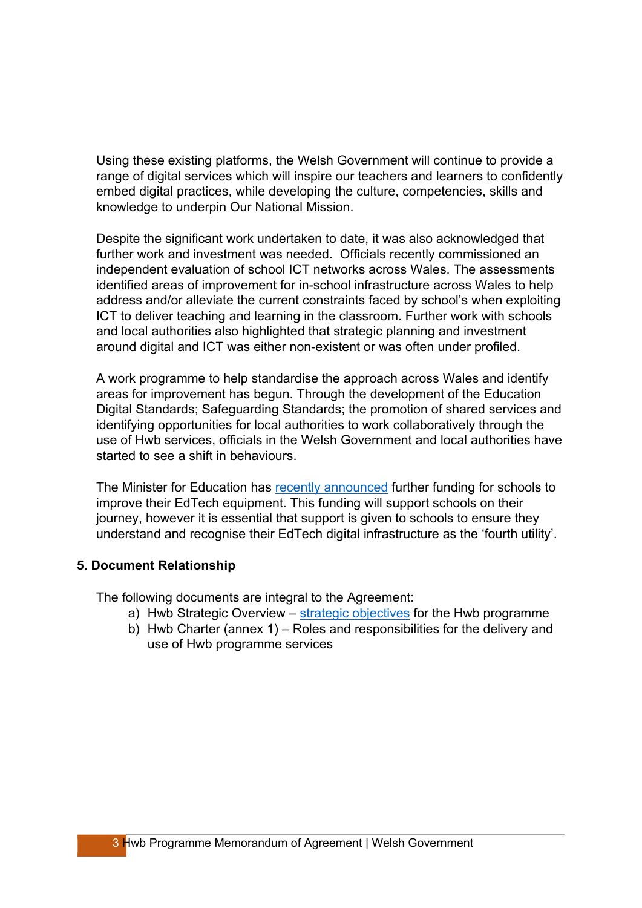Using these existing platforms, the Welsh Government will continue to provide a range of digital services which will inspire our teachers and learners to confidently embed digital practices, while developing the culture, competencies, skills and knowledge to underpin Our National Mission.

Despite the significant work undertaken to date, it was also acknowledged that further work and investment was needed. Officials recently commissioned an independent evaluation of school ICT networks across Wales. The assessments identified areas of improvement for in-school infrastructure across Wales to help address and/or alleviate the current constraints faced by school's when exploiting ICT to deliver teaching and learning in the classroom. Further work with schools and local authorities also highlighted that strategic planning and investment around digital and ICT was either non-existent or was often under profiled.

A work programme to help standardise the approach across Wales and identify areas for improvement has begun. Through the development of the Education Digital Standards; Safeguarding Standards; the promotion of shared services and identifying opportunities for local authorities to work collaboratively through the use of Hwb services, officials in the Welsh Government and local authorities have started to see a shift in behaviours.

The Minister for Education has recently announced further funding for schools to improve their EdTech equipment. This funding will support schools on their journey, however it is essential that support is given to schools to ensure they understand and recognise their EdTech digital infrastructure as the 'fourth utility'.

### 5. Document Relationship

The following documents are integral to the Agreement:

a) Hwb Strategic Overview – strategic objectives for the Hwb programme
b) Hwb Charter (annex 1) – Roles and responsibilities for the delivery and use of Hwb programme services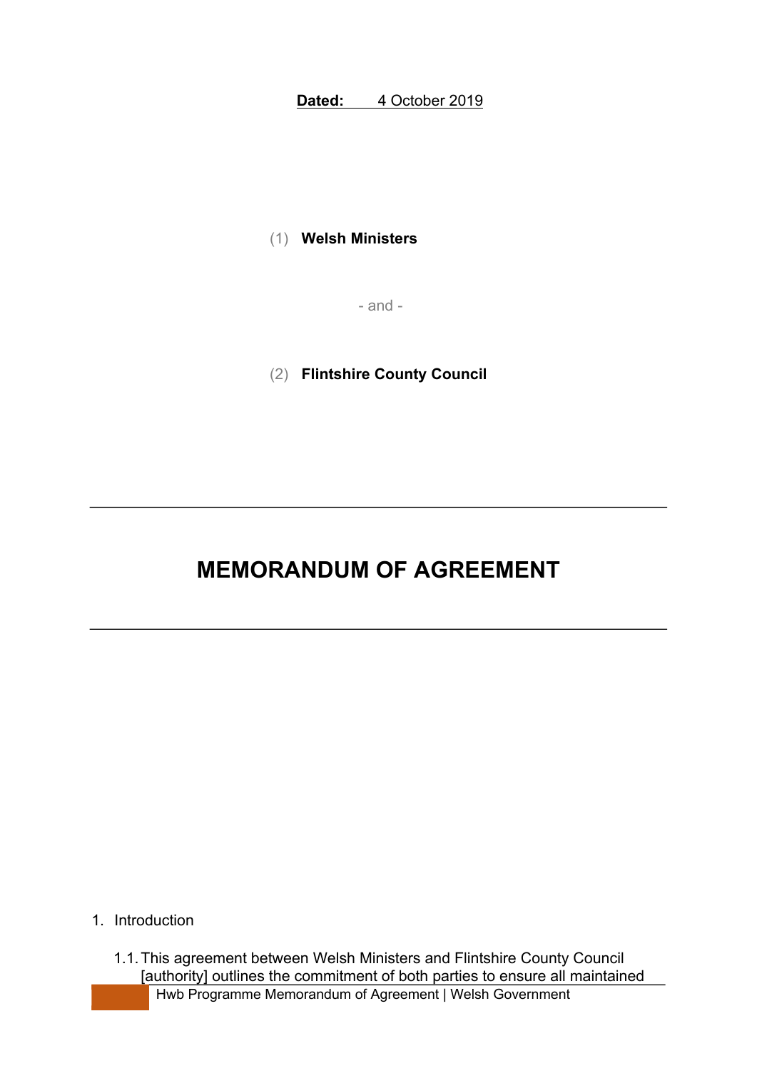**Dated:** 4 October 2019

(1) **Welsh Ministers**

- and -

(2) **Flintshire County Council**

---

# MEMORANDUM OF AGREEMENT

---

1. Introduction

   1.1. This agreement between Welsh Ministers and Flintshire County Council [authority] outlines the commitment of both parties to ensure all maintained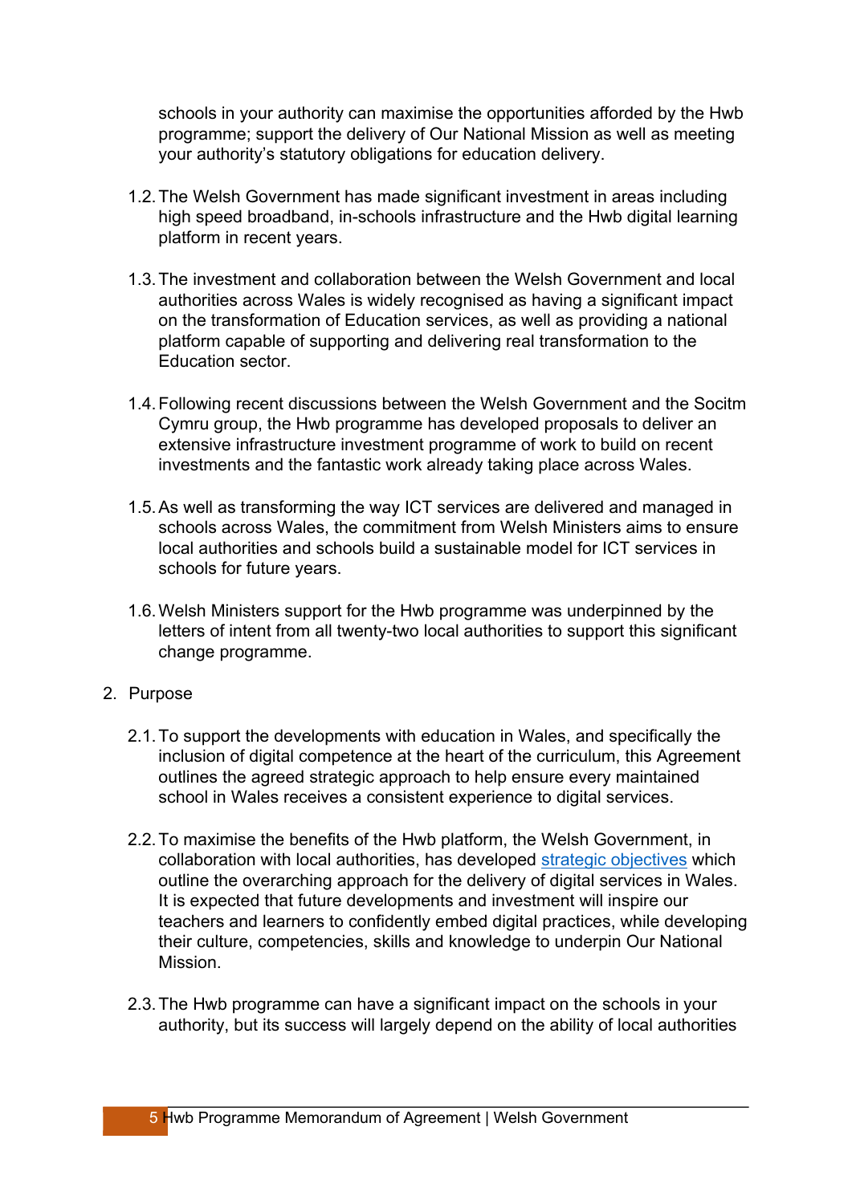schools in your authority can maximise the opportunities afforded by the Hwb programme; support the delivery of Our National Mission as well as meeting your authority's statutory obligations for education delivery.

1.2. The Welsh Government has made significant investment in areas including high speed broadband, in-schools infrastructure and the Hwb digital learning platform in recent years.

1.3. The investment and collaboration between the Welsh Government and local authorities across Wales is widely recognised as having a significant impact on the transformation of Education services, as well as providing a national platform capable of supporting and delivering real transformation to the Education sector.

1.4. Following recent discussions between the Welsh Government and the Socitm Cymru group, the Hwb programme has developed proposals to deliver an extensive infrastructure investment programme of work to build on recent investments and the fantastic work already taking place across Wales.

1.5. As well as transforming the way ICT services are delivered and managed in schools across Wales, the commitment from Welsh Ministers aims to ensure local authorities and schools build a sustainable model for ICT services in schools for future years.

1.6. Welsh Ministers support for the Hwb programme was underpinned by the letters of intent from all twenty-two local authorities to support this significant change programme.

2. Purpose

2.1. To support the developments with education in Wales, and specifically the inclusion of digital competence at the heart of the curriculum, this Agreement outlines the agreed strategic approach to help ensure every maintained school in Wales receives a consistent experience to digital services.

2.2. To maximise the benefits of the Hwb platform, the Welsh Government, in collaboration with local authorities, has developed strategic objectives which outline the overarching approach for the delivery of digital services in Wales. It is expected that future developments and investment will inspire our teachers and learners to confidently embed digital practices, while developing their culture, competencies, skills and knowledge to underpin Our National Mission.

2.3. The Hwb programme can have a significant impact on the schools in your authority, but its success will largely depend on the ability of local authorities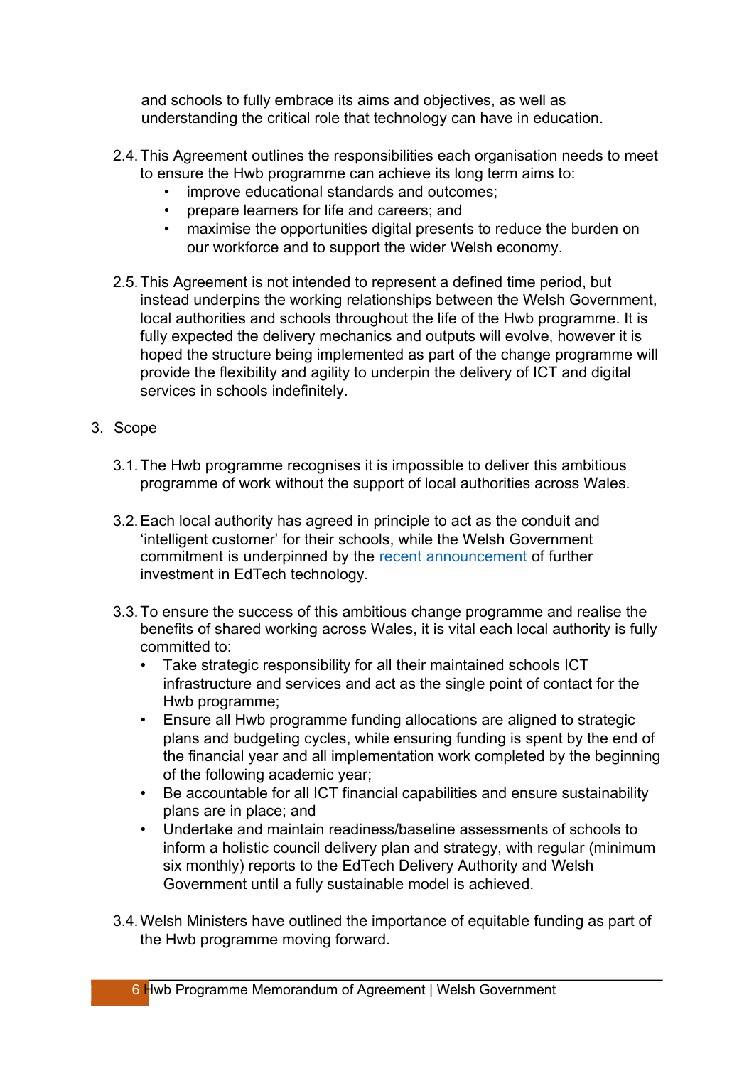and schools to fully embrace its aims and objectives, as well as understanding the critical role that technology can have in education.

2.4. This Agreement outlines the responsibilities each organisation needs to meet to ensure the Hwb programme can achieve its long term aims to:
- improve educational standards and outcomes;
- prepare learners for life and careers; and
- maximise the opportunities digital presents to reduce the burden on our workforce and to support the wider Welsh economy.

2.5. This Agreement is not intended to represent a defined time period, but instead underpins the working relationships between the Welsh Government, local authorities and schools throughout the life of the Hwb programme. It is fully expected the delivery mechanics and outputs will evolve, however it is hoped the structure being implemented as part of the change programme will provide the flexibility and agility to underpin the delivery of ICT and digital services in schools indefinitely.

## 3. Scope

3.1. The Hwb programme recognises it is impossible to deliver this ambitious programme of work without the support of local authorities across Wales.

3.2. Each local authority has agreed in principle to act as the conduit and 'intelligent customer' for their schools, while the Welsh Government commitment is underpinned by the recent announcement of further investment in EdTech technology.

3.3. To ensure the success of this ambitious change programme and realise the benefits of shared working across Wales, it is vital each local authority is fully committed to:
- Take strategic responsibility for all their maintained schools ICT infrastructure and services and act as the single point of contact for the Hwb programme;
- Ensure all Hwb programme funding allocations are aligned to strategic plans and budgeting cycles, while ensuring funding is spent by the end of the financial year and all implementation work completed by the beginning of the following academic year;
- Be accountable for all ICT financial capabilities and ensure sustainability plans are in place; and
- Undertake and maintain readiness/baseline assessments of schools to inform a holistic council delivery plan and strategy, with regular (minimum six monthly) reports to the EdTech Delivery Authority and Welsh Government until a fully sustainable model is achieved.

3.4. Welsh Ministers have outlined the importance of equitable funding as part of the Hwb programme moving forward.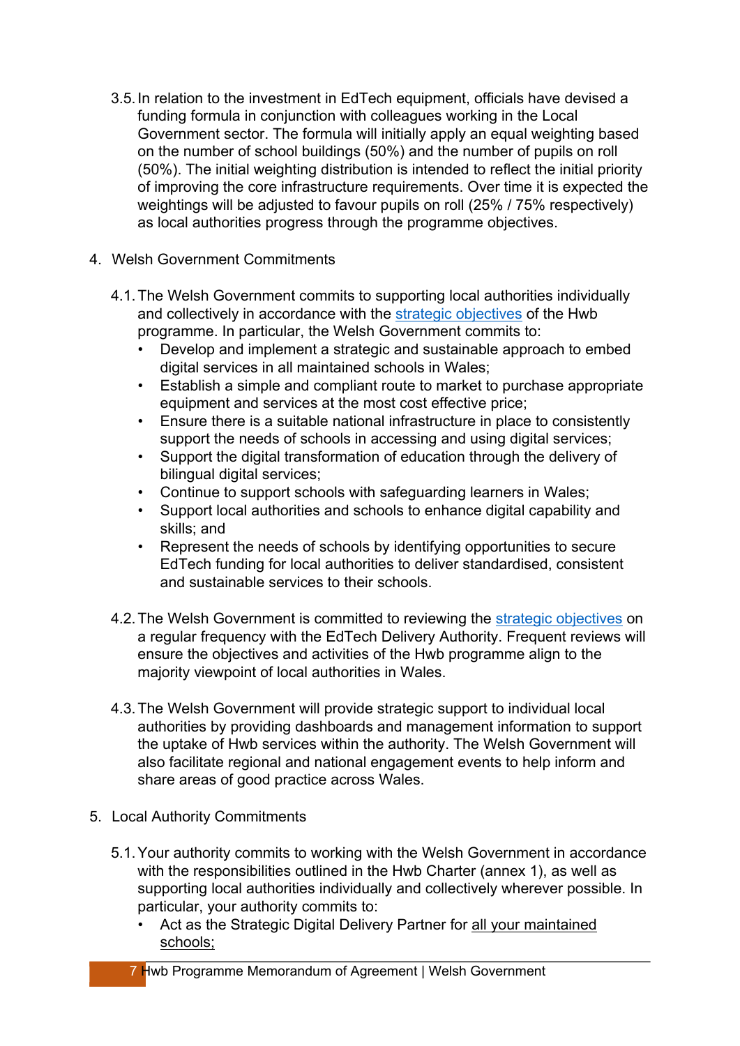3.5. In relation to the investment in EdTech equipment, officials have devised a funding formula in conjunction with colleagues working in the Local Government sector. The formula will initially apply an equal weighting based on the number of school buildings (50%) and the number of pupils on roll (50%). The initial weighting distribution is intended to reflect the initial priority of improving the core infrastructure requirements. Over time it is expected the weightings will be adjusted to favour pupils on roll (25% / 75% respectively) as local authorities progress through the programme objectives.

## 4. Welsh Government Commitments

4.1. The Welsh Government commits to supporting local authorities individually and collectively in accordance with the strategic objectives of the Hwb programme. In particular, the Welsh Government commits to:

- Develop and implement a strategic and sustainable approach to embed digital services in all maintained schools in Wales;
- Establish a simple and compliant route to market to purchase appropriate equipment and services at the most cost effective price;
- Ensure there is a suitable national infrastructure in place to consistently support the needs of schools in accessing and using digital services;
- Support the digital transformation of education through the delivery of bilingual digital services;
- Continue to support schools with safeguarding learners in Wales;
- Support local authorities and schools to enhance digital capability and skills; and
- Represent the needs of schools by identifying opportunities to secure EdTech funding for local authorities to deliver standardised, consistent and sustainable services to their schools.

4.2. The Welsh Government is committed to reviewing the strategic objectives on a regular frequency with the EdTech Delivery Authority. Frequent reviews will ensure the objectives and activities of the Hwb programme align to the majority viewpoint of local authorities in Wales.

4.3. The Welsh Government will provide strategic support to individual local authorities by providing dashboards and management information to support the uptake of Hwb services within the authority. The Welsh Government will also facilitate regional and national engagement events to help inform and share areas of good practice across Wales.

## 5. Local Authority Commitments

5.1. Your authority commits to working with the Welsh Government in accordance with the responsibilities outlined in the Hwb Charter (annex 1), as well as supporting local authorities individually and collectively wherever possible. In particular, your authority commits to:

- Act as the Strategic Digital Delivery Partner for <u>all your maintained schools;</u>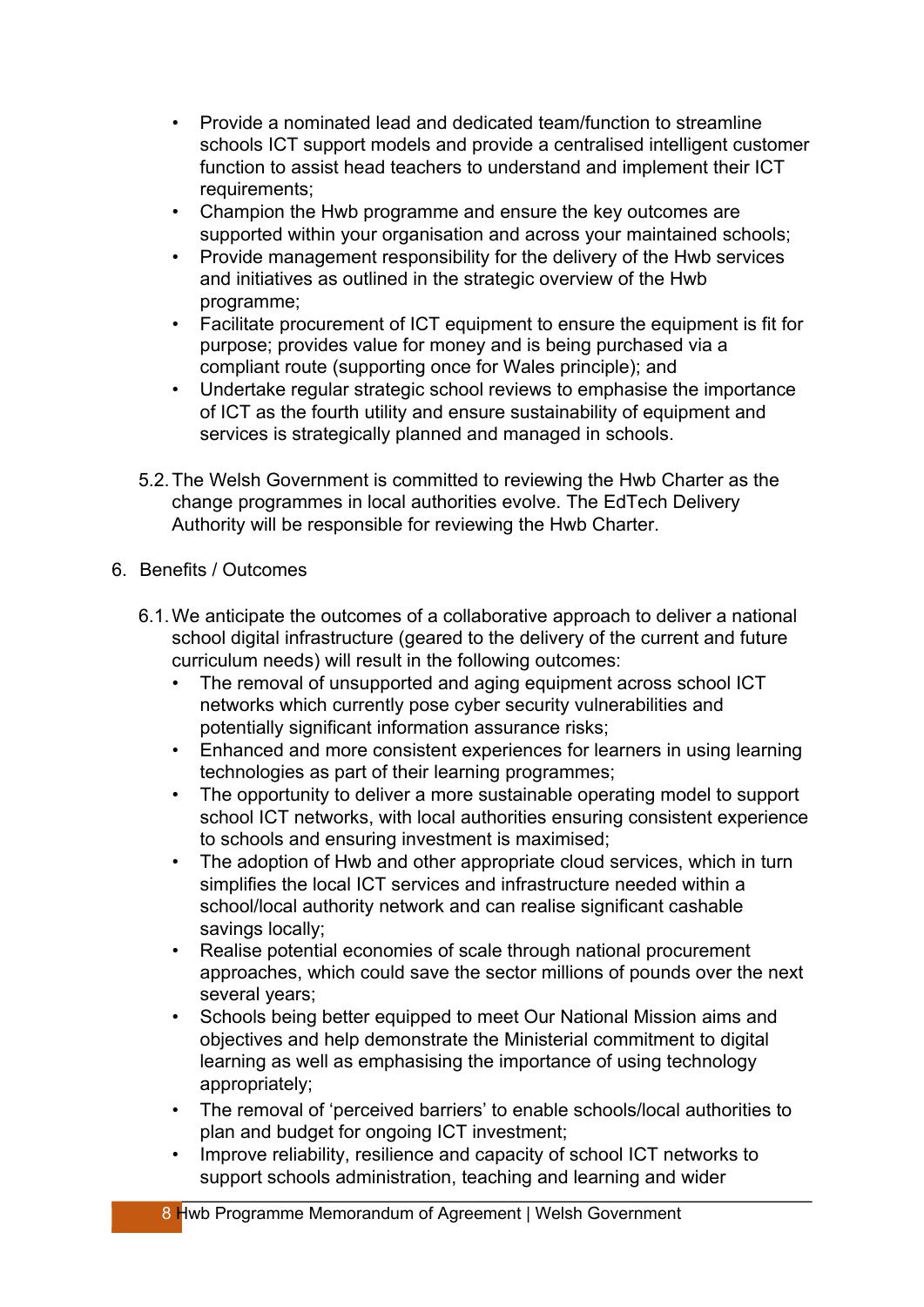- Provide a nominated lead and dedicated team/function to streamline schools ICT support models and provide a centralised intelligent customer function to assist head teachers to understand and implement their ICT requirements;
- Champion the Hwb programme and ensure the key outcomes are supported within your organisation and across your maintained schools;
- Provide management responsibility for the delivery of the Hwb services and initiatives as outlined in the strategic overview of the Hwb programme;
- Facilitate procurement of ICT equipment to ensure the equipment is fit for purpose; provides value for money and is being purchased via a compliant route (supporting once for Wales principle); and
- Undertake regular strategic school reviews to emphasise the importance of ICT as the fourth utility and ensure sustainability of equipment and services is strategically planned and managed in schools.

5.2. The Welsh Government is committed to reviewing the Hwb Charter as the change programmes in local authorities evolve. The EdTech Delivery Authority will be responsible for reviewing the Hwb Charter.

## 6. Benefits / Outcomes

6.1. We anticipate the outcomes of a collaborative approach to deliver a national school digital infrastructure (geared to the delivery of the current and future curriculum needs) will result in the following outcomes:

- The removal of unsupported and aging equipment across school ICT networks which currently pose cyber security vulnerabilities and potentially significant information assurance risks;
- Enhanced and more consistent experiences for learners in using learning technologies as part of their learning programmes;
- The opportunity to deliver a more sustainable operating model to support school ICT networks, with local authorities ensuring consistent experience to schools and ensuring investment is maximised;
- The adoption of Hwb and other appropriate cloud services, which in turn simplifies the local ICT services and infrastructure needed within a school/local authority network and can realise significant cashable savings locally;
- Realise potential economies of scale through national procurement approaches, which could save the sector millions of pounds over the next several years;
- Schools being better equipped to meet Our National Mission aims and objectives and help demonstrate the Ministerial commitment to digital learning as well as emphasising the importance of using technology appropriately;
- The removal of 'perceived barriers' to enable schools/local authorities to plan and budget for ongoing ICT investment;
- Improve reliability, resilience and capacity of school ICT networks to support schools administration, teaching and learning and wider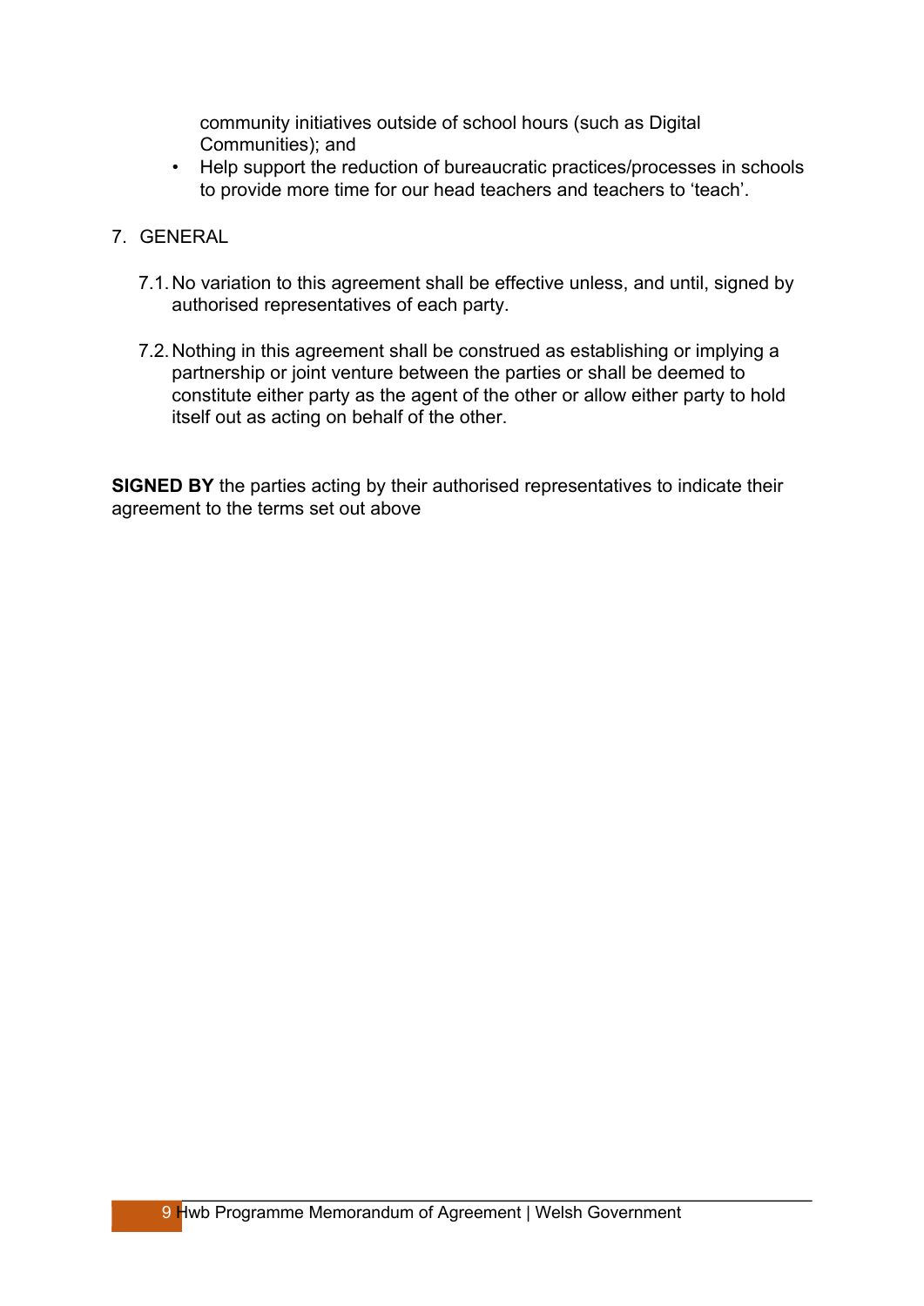community initiatives outside of school hours (such as Digital Communities); and

- Help support the reduction of bureaucratic practices/processes in schools to provide more time for our head teachers and teachers to ‘teach’.

7. GENERAL

7.1. No variation to this agreement shall be effective unless, and until, signed by authorised representatives of each party.

7.2. Nothing in this agreement shall be construed as establishing or implying a partnership or joint venture between the parties or shall be deemed to constitute either party as the agent of the other or allow either party to hold itself out as acting on behalf of the other.

**SIGNED BY** the parties acting by their authorised representatives to indicate their agreement to the terms set out above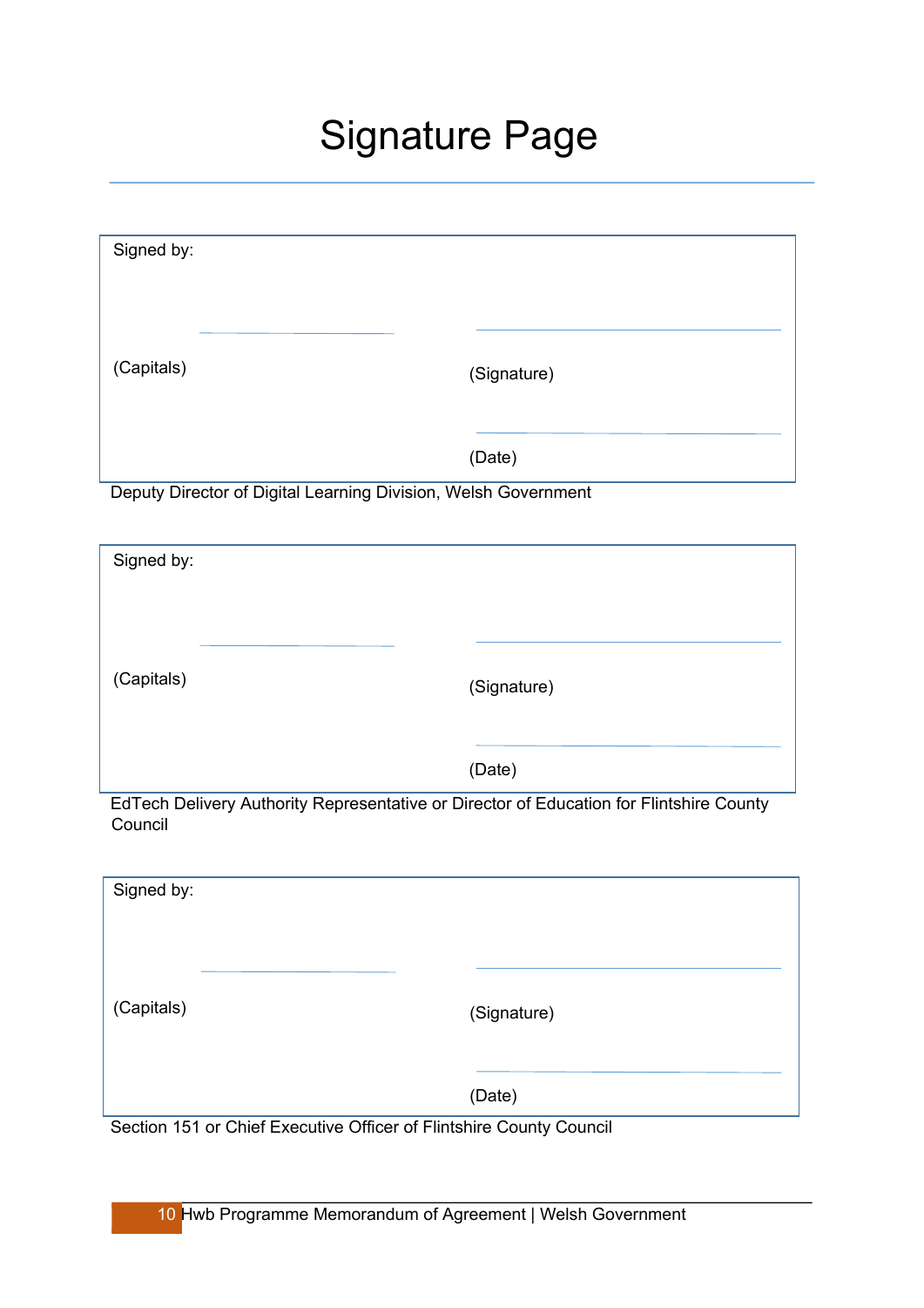# Signature Page

Signed by:

(Capitals) ______________________ (Signature) ______________________

(Date) ______________________

Deputy Director of Digital Learning Division, Welsh Government

Signed by:

(Capitals) ______________________ (Signature) ______________________

(Date) ______________________

EdTech Delivery Authority Representative or Director of Education for Flintshire County Council

Signed by:

(Capitals) ______________________ (Signature) ______________________

(Date) ______________________

Section 151 or Chief Executive Officer of Flintshire County Council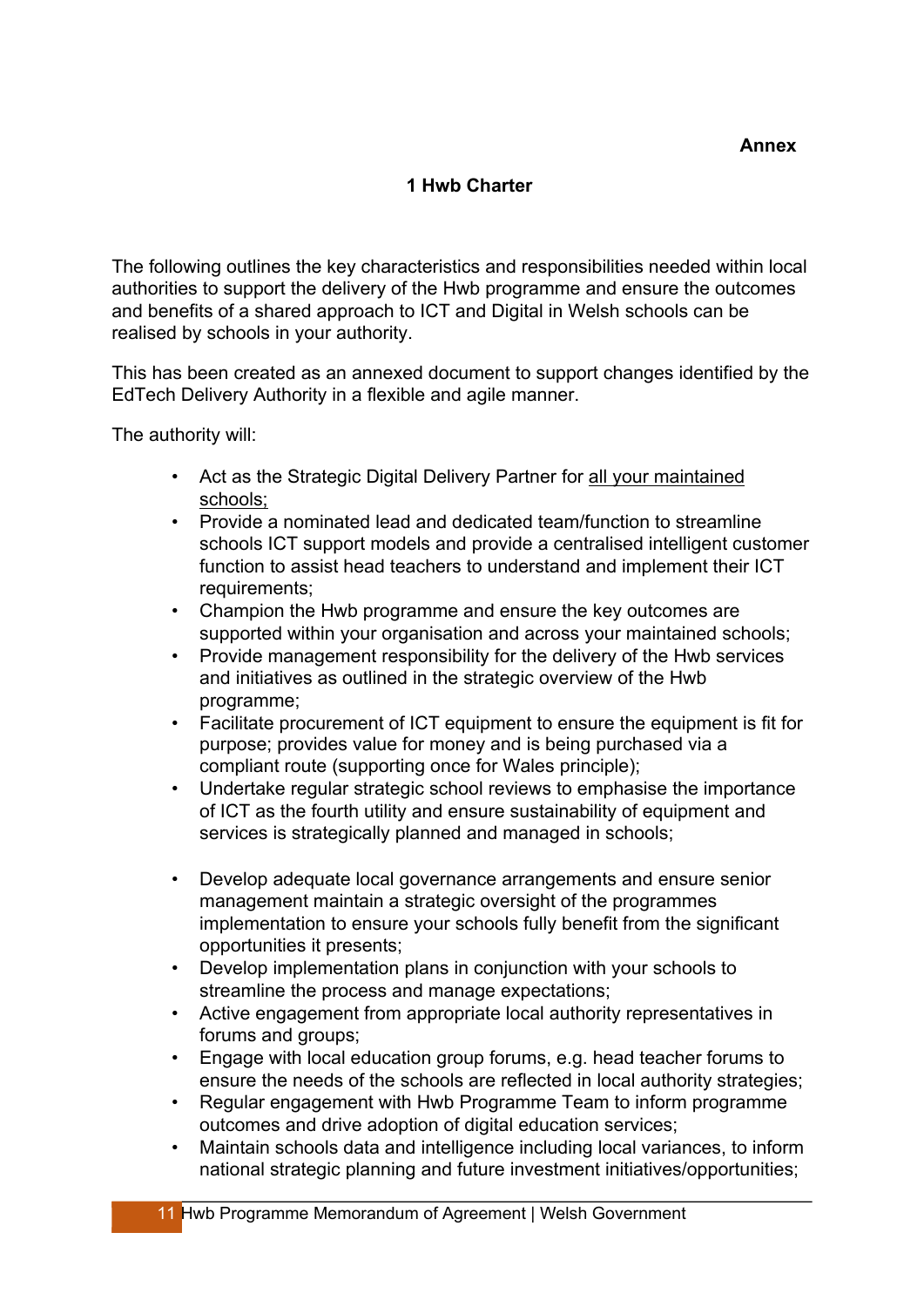**Annex**

## 1 Hwb Charter

The following outlines the key characteristics and responsibilities needed within local authorities to support the delivery of the Hwb programme and ensure the outcomes and benefits of a shared approach to ICT and Digital in Welsh schools can be realised by schools in your authority.

This has been created as an annexed document to support changes identified by the EdTech Delivery Authority in a flexible and agile manner.

The authority will:

- Act as the Strategic Digital Delivery Partner for <u>all your maintained schools;</u>
- Provide a nominated lead and dedicated team/function to streamline schools ICT support models and provide a centralised intelligent customer function to assist head teachers to understand and implement their ICT requirements;
- Champion the Hwb programme and ensure the key outcomes are supported within your organisation and across your maintained schools;
- Provide management responsibility for the delivery of the Hwb services and initiatives as outlined in the strategic overview of the Hwb programme;
- Facilitate procurement of ICT equipment to ensure the equipment is fit for purpose; provides value for money and is being purchased via a compliant route (supporting once for Wales principle);
- Undertake regular strategic school reviews to emphasise the importance of ICT as the fourth utility and ensure sustainability of equipment and services is strategically planned and managed in schools;
- Develop adequate local governance arrangements and ensure senior management maintain a strategic oversight of the programmes implementation to ensure your schools fully benefit from the significant opportunities it presents;
- Develop implementation plans in conjunction with your schools to streamline the process and manage expectations;
- Active engagement from appropriate local authority representatives in forums and groups;
- Engage with local education group forums, e.g. head teacher forums to ensure the needs of the schools are reflected in local authority strategies;
- Regular engagement with Hwb Programme Team to inform programme outcomes and drive adoption of digital education services;
- Maintain schools data and intelligence including local variances, to inform national strategic planning and future investment initiatives/opportunities;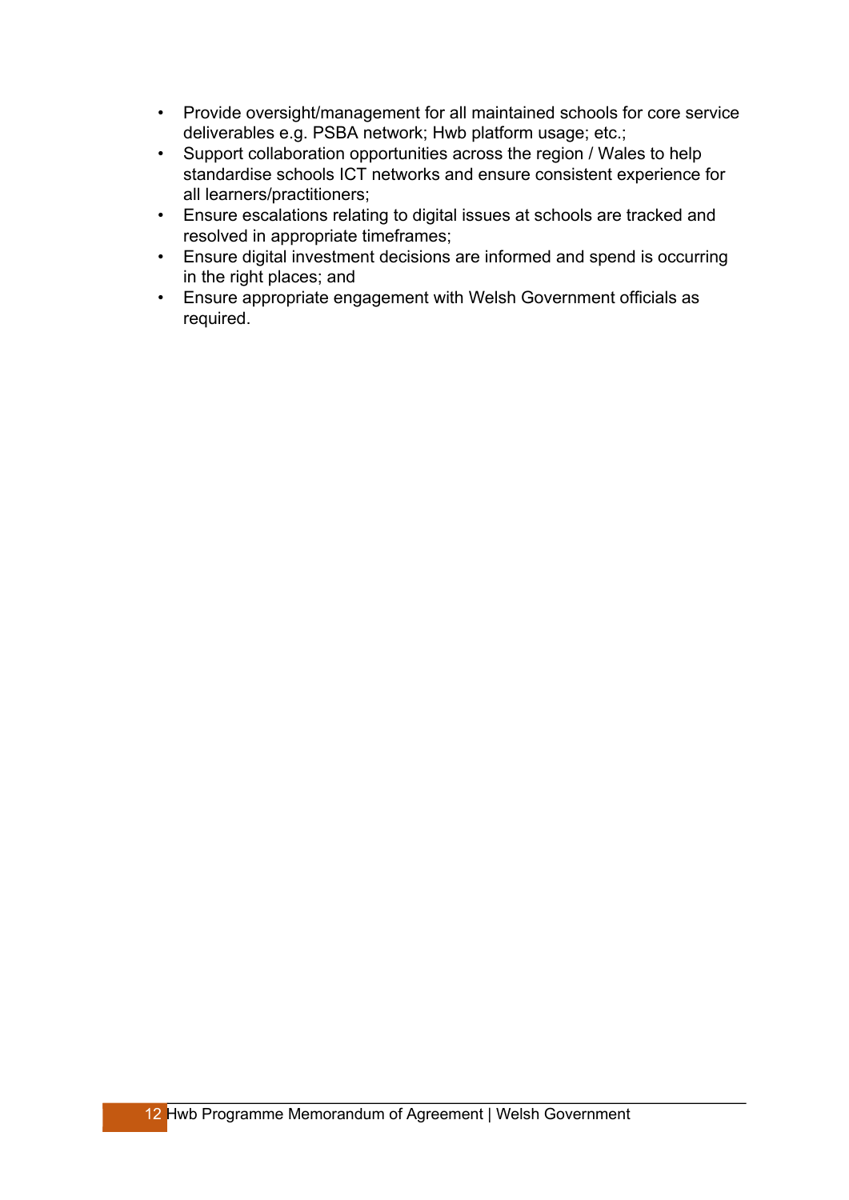- Provide oversight/management for all maintained schools for core service deliverables e.g. PSBA network; Hwb platform usage; etc.;
- Support collaboration opportunities across the region / Wales to help standardise schools ICT networks and ensure consistent experience for all learners/practitioners;
- Ensure escalations relating to digital issues at schools are tracked and resolved in appropriate timeframes;
- Ensure digital investment decisions are informed and spend is occurring in the right places; and
- Ensure appropriate engagement with Welsh Government officials as required.